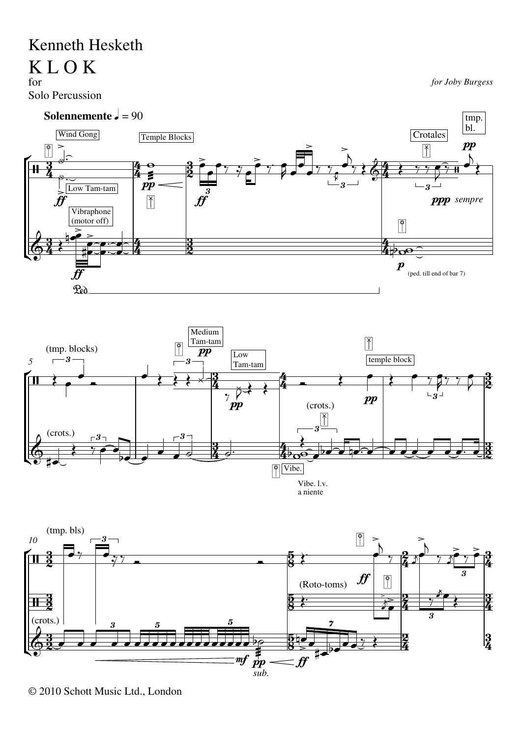Kenneth Hesketh

# K L O K

for
Solo Percussion

*for Joby Burgess*

**Solennemente** ♩ = 90

Wind Gong · Low Tam-tam · Vibraphone (motor off) · Temple Blocks · Crotales · tmp. bl.

*ff* · *pp* · *ppp sempre* · *p* (ped. till end of bar 7)

(tmp. blocks) · (crots.) · Medium Tam-tam *pp* · Low Tam-tam *pp* · (crots.) · temple block *pp* · Vibe. · Vibe. l.v. a niente

(tmp. bls) · (crots.) · *mf* · *pp sub.* · *ff* · (Roto-toms) · *ff*

© 2010 Schott Music Ltd., London